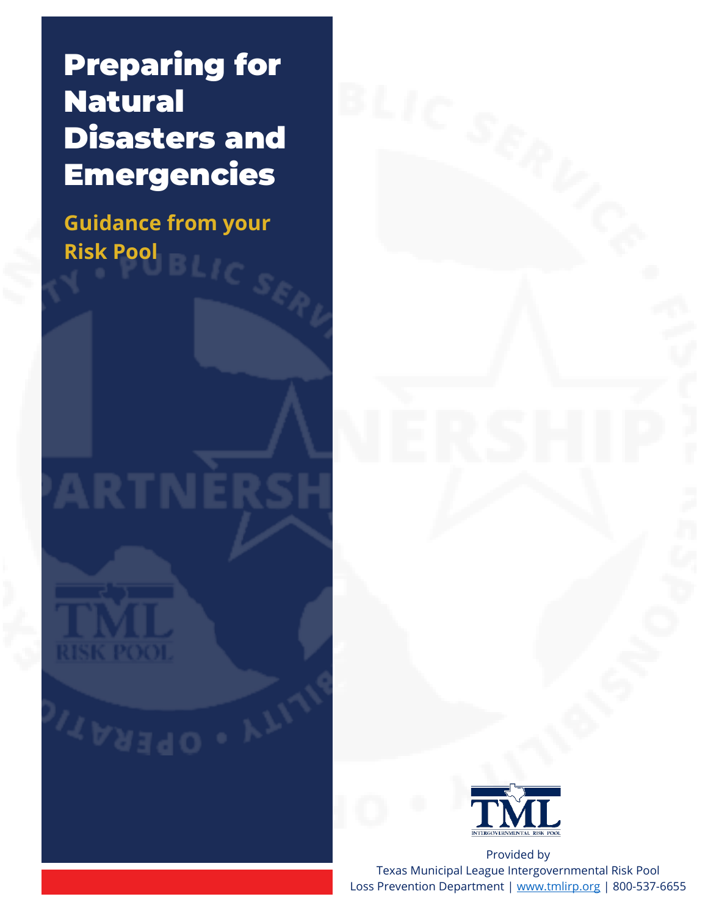# Preparing for Natural Disasters and Emergencies

## Guidance from your Risk Pool

Provided by
Texas Municipal League Intergovernmental Risk Pool
Loss Prevention Department | www.tmlirp.org | 800-537-6655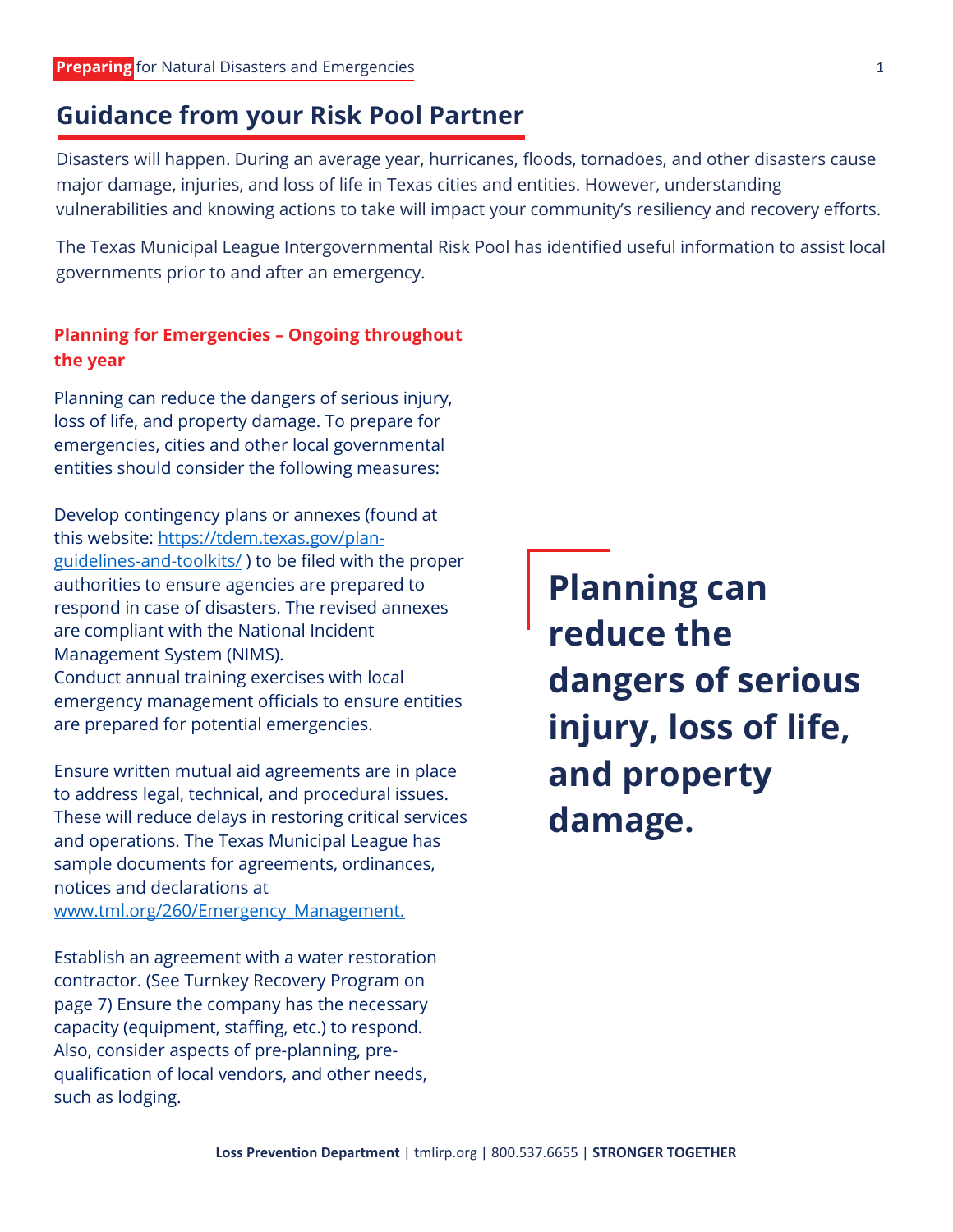## Guidance from your Risk Pool Partner

Disasters will happen. During an average year, hurricanes, floods, tornadoes, and other disasters cause major damage, injuries, and loss of life in Texas cities and entities. However, understanding vulnerabilities and knowing actions to take will impact your community's resiliency and recovery efforts.

The Texas Municipal League Intergovernmental Risk Pool has identified useful information to assist local governments prior to and after an emergency.

### Planning for Emergencies – Ongoing throughout the year

Planning can reduce the dangers of serious injury, loss of life, and property damage. To prepare for emergencies, cities and other local governmental entities should consider the following measures:

Develop contingency plans or annexes (found at this website: [https://tdem.texas.gov/plan-guidelines-and-toolkits/](https://tdem.texas.gov/plan-guidelines-and-toolkits/) ) to be filed with the proper authorities to ensure agencies are prepared to respond in case of disasters. The revised annexes are compliant with the National Incident Management System (NIMS).
Conduct annual training exercises with local emergency management officials to ensure entities are prepared for potential emergencies.

Ensure written mutual aid agreements are in place to address legal, technical, and procedural issues. These will reduce delays in restoring critical services and operations. The Texas Municipal League has sample documents for agreements, ordinances, notices and declarations at [www.tml.org/260/Emergency_Management.](www.tml.org/260/Emergency_Management)

Establish an agreement with a water restoration contractor. (See Turnkey Recovery Program on page 7) Ensure the company has the necessary capacity (equipment, staffing, etc.) to respond. Also, consider aspects of pre-planning, pre-qualification of local vendors, and other needs, such as lodging.

> **Planning can reduce the dangers of serious injury, loss of life, and property damage.**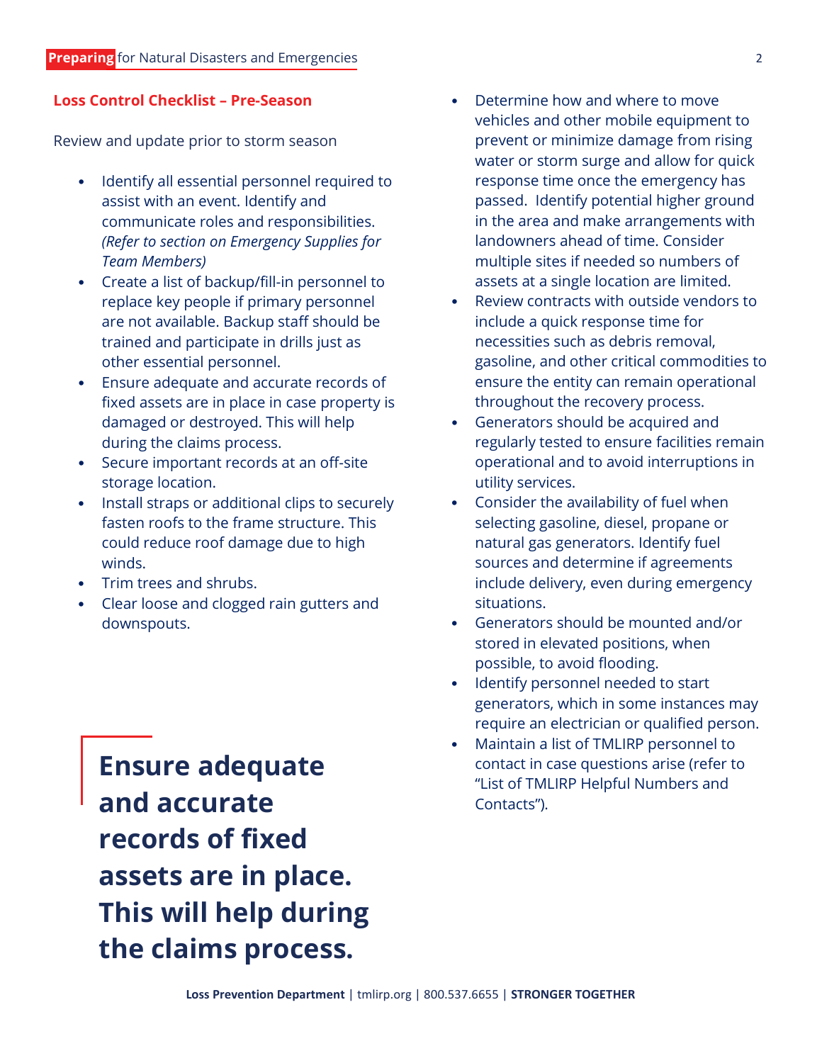## Loss Control Checklist – Pre-Season

Review and update prior to storm season

- Identify all essential personnel required to assist with an event. Identify and communicate roles and responsibilities. *(Refer to section on Emergency Supplies for Team Members)*
- Create a list of backup/fill-in personnel to replace key people if primary personnel are not available. Backup staff should be trained and participate in drills just as other essential personnel.
- Ensure adequate and accurate records of fixed assets are in place in case property is damaged or destroyed. This will help during the claims process.
- Secure important records at an off-site storage location.
- Install straps or additional clips to securely fasten roofs to the frame structure. This could reduce roof damage due to high winds.
- Trim trees and shrubs.
- Clear loose and clogged rain gutters and downspouts.
- Determine how and where to move vehicles and other mobile equipment to prevent or minimize damage from rising water or storm surge and allow for quick response time once the emergency has passed. Identify potential higher ground in the area and make arrangements with landowners ahead of time. Consider multiple sites if needed so numbers of assets at a single location are limited.
- Review contracts with outside vendors to include a quick response time for necessities such as debris removal, gasoline, and other critical commodities to ensure the entity can remain operational throughout the recovery process.
- Generators should be acquired and regularly tested to ensure facilities remain operational and to avoid interruptions in utility services.
- Consider the availability of fuel when selecting gasoline, diesel, propane or natural gas generators. Identify fuel sources and determine if agreements include delivery, even during emergency situations.
- Generators should be mounted and/or stored in elevated positions, when possible, to avoid flooding.
- Identify personnel needed to start generators, which in some instances may require an electrician or qualified person.
- Maintain a list of TMLIRP personnel to contact in case questions arise (refer to "List of TMLIRP Helpful Numbers and Contacts").

**Ensure adequate and accurate records of fixed assets are in place. This will help during the claims process.**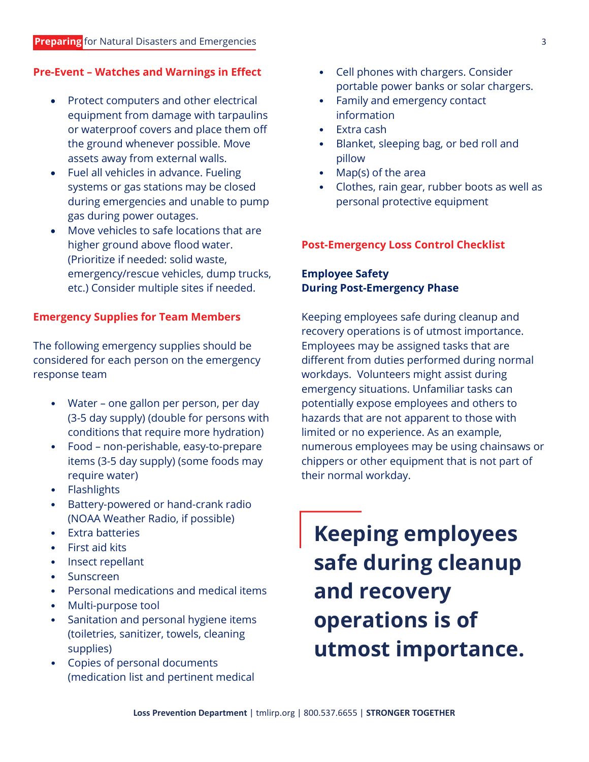## Pre-Event – Watches and Warnings in Effect

- Protect computers and other electrical equipment from damage with tarpaulins or waterproof covers and place them off the ground whenever possible. Move assets away from external walls.
- Fuel all vehicles in advance. Fueling systems or gas stations may be closed during emergencies and unable to pump gas during power outages.
- Move vehicles to safe locations that are higher ground above flood water. (Prioritize if needed: solid waste, emergency/rescue vehicles, dump trucks, etc.) Consider multiple sites if needed.

## Emergency Supplies for Team Members

The following emergency supplies should be considered for each person on the emergency response team

- Water – one gallon per person, per day (3-5 day supply) (double for persons with conditions that require more hydration)
- Food – non-perishable, easy-to-prepare items (3-5 day supply) (some foods may require water)
- Flashlights
- Battery-powered or hand-crank radio (NOAA Weather Radio, if possible)
- Extra batteries
- First aid kits
- Insect repellant
- Sunscreen
- Personal medications and medical items
- Multi-purpose tool
- Sanitation and personal hygiene items (toiletries, sanitizer, towels, cleaning supplies)
- Copies of personal documents (medication list and pertinent medical
- Cell phones with chargers. Consider portable power banks or solar chargers.
- Family and emergency contact information
- Extra cash
- Blanket, sleeping bag, or bed roll and pillow
- Map(s) of the area
- Clothes, rain gear, rubber boots as well as personal protective equipment

## Post-Emergency Loss Control Checklist

### Employee Safety During Post-Emergency Phase

Keeping employees safe during cleanup and recovery operations is of utmost importance. Employees may be assigned tasks that are different from duties performed during normal workdays. Volunteers might assist during emergency situations. Unfamiliar tasks can potentially expose employees and others to hazards that are not apparent to those with limited or no experience. As an example, numerous employees may be using chainsaws or chippers or other equipment that is not part of their normal workday.

> **Keeping employees safe during cleanup and recovery operations is of utmost importance.**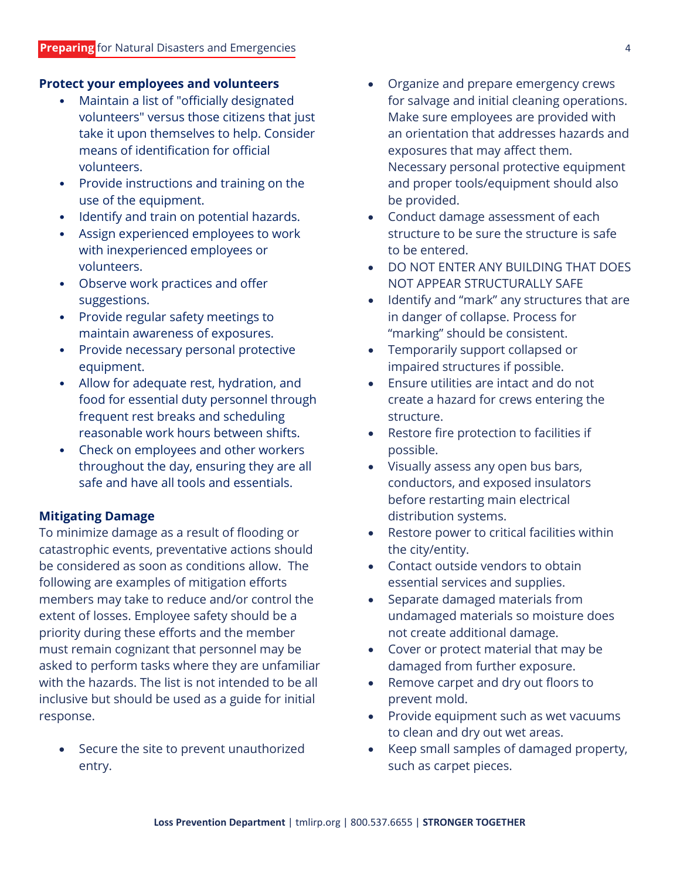**Protect your employees and volunteers**

- Maintain a list of "officially designated volunteers" versus those citizens that just take it upon themselves to help. Consider means of identification for official volunteers.
- Provide instructions and training on the use of the equipment.
- Identify and train on potential hazards.
- Assign experienced employees to work with inexperienced employees or volunteers.
- Observe work practices and offer suggestions.
- Provide regular safety meetings to maintain awareness of exposures.
- Provide necessary personal protective equipment.
- Allow for adequate rest, hydration, and food for essential duty personnel through frequent rest breaks and scheduling reasonable work hours between shifts.
- Check on employees and other workers throughout the day, ensuring they are all safe and have all tools and essentials.

**Mitigating Damage**

To minimize damage as a result of flooding or catastrophic events, preventative actions should be considered as soon as conditions allow. The following are examples of mitigation efforts members may take to reduce and/or control the extent of losses. Employee safety should be a priority during these efforts and the member must remain cognizant that personnel may be asked to perform tasks where they are unfamiliar with the hazards. The list is not intended to be all inclusive but should be used as a guide for initial response.

- Secure the site to prevent unauthorized entry.
- Organize and prepare emergency crews for salvage and initial cleaning operations. Make sure employees are provided with an orientation that addresses hazards and exposures that may affect them. Necessary personal protective equipment and proper tools/equipment should also be provided.
- Conduct damage assessment of each structure to be sure the structure is safe to be entered.
- DO NOT ENTER ANY BUILDING THAT DOES NOT APPEAR STRUCTURALLY SAFE
- Identify and "mark" any structures that are in danger of collapse. Process for "marking" should be consistent.
- Temporarily support collapsed or impaired structures if possible.
- Ensure utilities are intact and do not create a hazard for crews entering the structure.
- Restore fire protection to facilities if possible.
- Visually assess any open bus bars, conductors, and exposed insulators before restarting main electrical distribution systems.
- Restore power to critical facilities within the city/entity.
- Contact outside vendors to obtain essential services and supplies.
- Separate damaged materials from undamaged materials so moisture does not create additional damage.
- Cover or protect material that may be damaged from further exposure.
- Remove carpet and dry out floors to prevent mold.
- Provide equipment such as wet vacuums to clean and dry out wet areas.
- Keep small samples of damaged property, such as carpet pieces.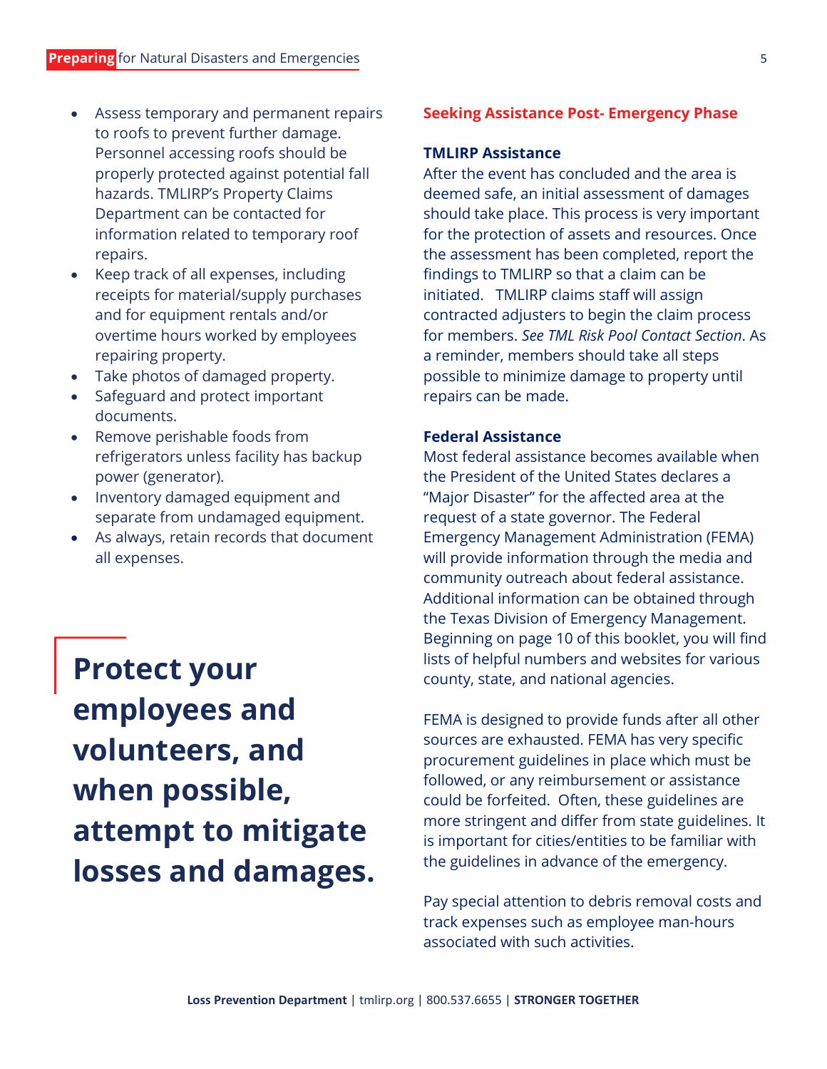- Assess temporary and permanent repairs to roofs to prevent further damage. Personnel accessing roofs should be properly protected against potential fall hazards. TMLIRP's Property Claims Department can be contacted for information related to temporary roof repairs.
- Keep track of all expenses, including receipts for material/supply purchases and for equipment rentals and/or overtime hours worked by employees repairing property.
- Take photos of damaged property.
- Safeguard and protect important documents.
- Remove perishable foods from refrigerators unless facility has backup power (generator).
- Inventory damaged equipment and separate from undamaged equipment.
- As always, retain records that document all expenses.

**Protect your employees and volunteers, and when possible, attempt to mitigate losses and damages.**

## Seeking Assistance Post- Emergency Phase

### TMLIRP Assistance

After the event has concluded and the area is deemed safe, an initial assessment of damages should take place. This process is very important for the protection of assets and resources. Once the assessment has been completed, report the findings to TMLIRP so that a claim can be initiated. TMLIRP claims staff will assign contracted adjusters to begin the claim process for members. *See TML Risk Pool Contact Section*. As a reminder, members should take all steps possible to minimize damage to property until repairs can be made.

### Federal Assistance

Most federal assistance becomes available when the President of the United States declares a "Major Disaster" for the affected area at the request of a state governor. The Federal Emergency Management Administration (FEMA) will provide information through the media and community outreach about federal assistance. Additional information can be obtained through the Texas Division of Emergency Management. Beginning on page 10 of this booklet, you will find lists of helpful numbers and websites for various county, state, and national agencies.

FEMA is designed to provide funds after all other sources are exhausted. FEMA has very specific procurement guidelines in place which must be followed, or any reimbursement or assistance could be forfeited. Often, these guidelines are more stringent and differ from state guidelines. It is important for cities/entities to be familiar with the guidelines in advance of the emergency.

Pay special attention to debris removal costs and track expenses such as employee man-hours associated with such activities.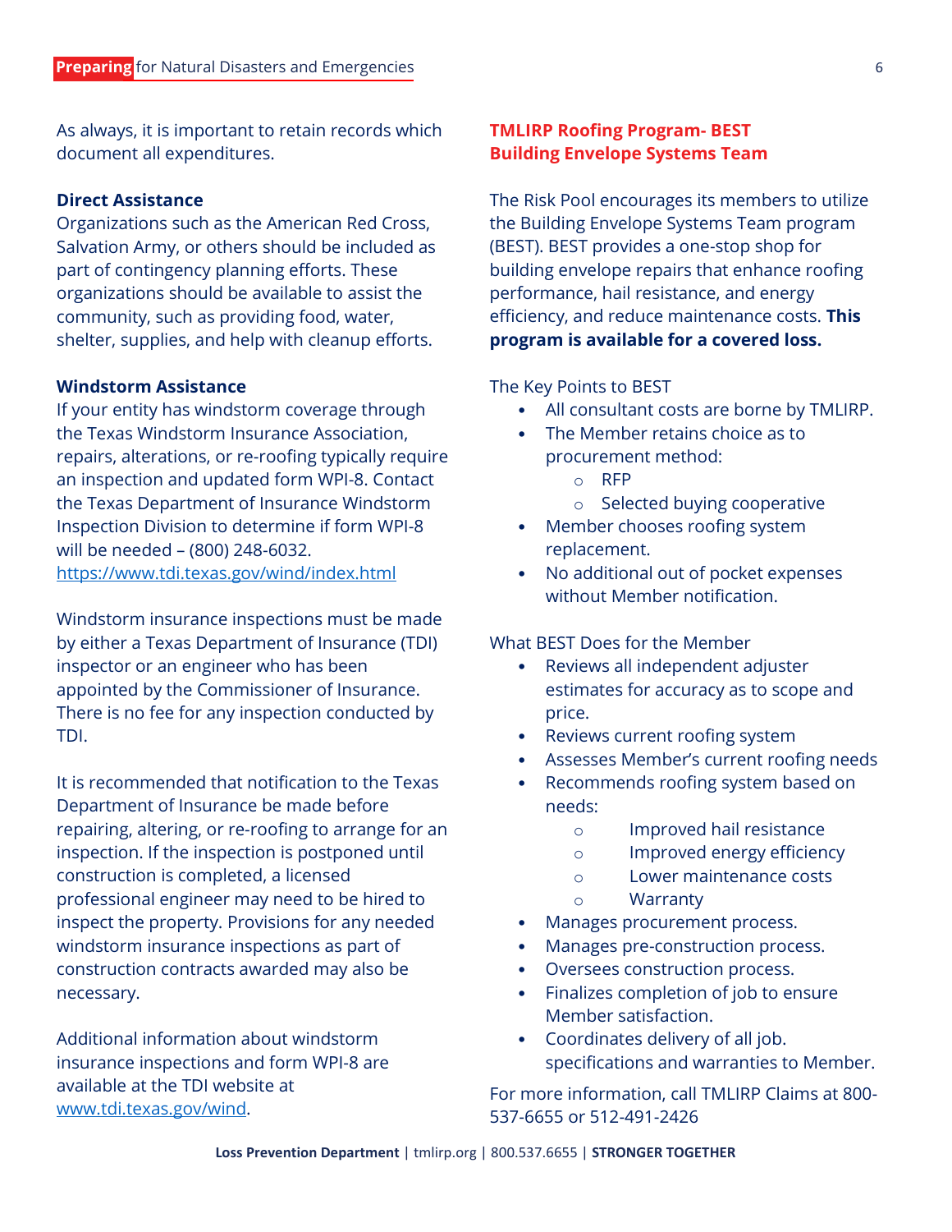As always, it is important to retain records which document all expenditures.

**Direct Assistance**

Organizations such as the American Red Cross, Salvation Army, or others should be included as part of contingency planning efforts. These organizations should be available to assist the community, such as providing food, water, shelter, supplies, and help with cleanup efforts.

**Windstorm Assistance**

If your entity has windstorm coverage through the Texas Windstorm Insurance Association, repairs, alterations, or re-roofing typically require an inspection and updated form WPI-8. Contact the Texas Department of Insurance Windstorm Inspection Division to determine if form WPI-8 will be needed – (800) 248-6032.
https://www.tdi.texas.gov/wind/index.html

Windstorm insurance inspections must be made by either a Texas Department of Insurance (TDI) inspector or an engineer who has been appointed by the Commissioner of Insurance. There is no fee for any inspection conducted by TDI.

It is recommended that notification to the Texas Department of Insurance be made before repairing, altering, or re-roofing to arrange for an inspection. If the inspection is postponed until construction is completed, a licensed professional engineer may need to be hired to inspect the property. Provisions for any needed windstorm insurance inspections as part of construction contracts awarded may also be necessary.

Additional information about windstorm insurance inspections and form WPI-8 are available at the TDI website at www.tdi.texas.gov/wind.

## TMLIRP Roofing Program- BEST Building Envelope Systems Team

The Risk Pool encourages its members to utilize the Building Envelope Systems Team program (BEST). BEST provides a one-stop shop for building envelope repairs that enhance roofing performance, hail resistance, and energy efficiency, and reduce maintenance costs. **This program is available for a covered loss.**

The Key Points to BEST

- All consultant costs are borne by TMLIRP.
- The Member retains choice as to procurement method:
  - RFP
  - Selected buying cooperative
- Member chooses roofing system replacement.
- No additional out of pocket expenses without Member notification.

What BEST Does for the Member

- Reviews all independent adjuster estimates for accuracy as to scope and price.
- Reviews current roofing system
- Assesses Member's current roofing needs
- Recommends roofing system based on needs:
  - Improved hail resistance
  - Improved energy efficiency
  - Lower maintenance costs
  - Warranty
- Manages procurement process.
- Manages pre-construction process.
- Oversees construction process.
- Finalizes completion of job to ensure Member satisfaction.
- Coordinates delivery of all job. specifications and warranties to Member.

For more information, call TMLIRP Claims at 800-537-6655 or 512-491-2426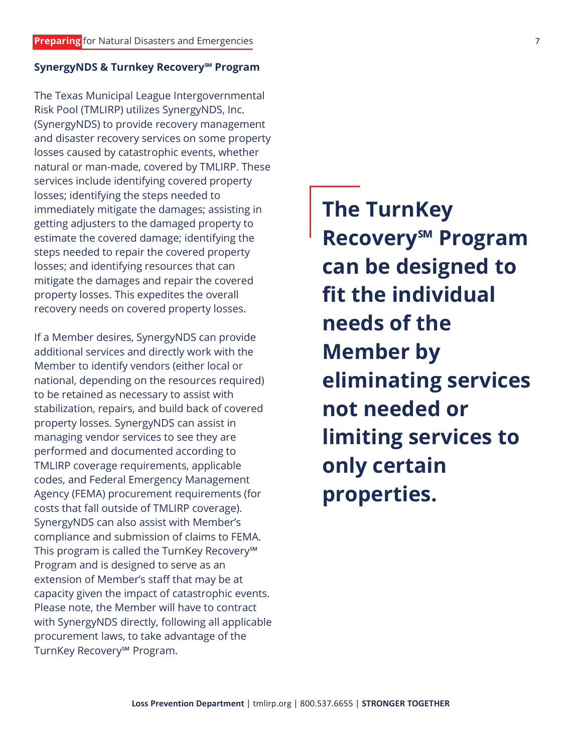### SynergyNDS & Turnkey Recovery℠ Program

The Texas Municipal League Intergovernmental Risk Pool (TMLIRP) utilizes SynergyNDS, Inc. (SynergyNDS) to provide recovery management and disaster recovery services on some property losses caused by catastrophic events, whether natural or man-made, covered by TMLIRP. These services include identifying covered property losses; identifying the steps needed to immediately mitigate the damages; assisting in getting adjusters to the damaged property to estimate the covered damage; identifying the steps needed to repair the covered property losses; and identifying resources that can mitigate the damages and repair the covered property losses. This expedites the overall recovery needs on covered property losses.

If a Member desires, SynergyNDS can provide additional services and directly work with the Member to identify vendors (either local or national, depending on the resources required) to be retained as necessary to assist with stabilization, repairs, and build back of covered property losses. SynergyNDS can assist in managing vendor services to see they are performed and documented according to TMLIRP coverage requirements, applicable codes, and Federal Emergency Management Agency (FEMA) procurement requirements (for costs that fall outside of TMLIRP coverage). SynergyNDS can also assist with Member's compliance and submission of claims to FEMA. This program is called the TurnKey Recovery℠ Program and is designed to serve as an extension of Member's staff that may be at capacity given the impact of catastrophic events. Please note, the Member will have to contract with SynergyNDS directly, following all applicable procurement laws, to take advantage of the TurnKey Recovery℠ Program.

**The TurnKey Recovery℠ Program can be designed to fit the individual needs of the Member by eliminating services not needed or limiting services to only certain properties.**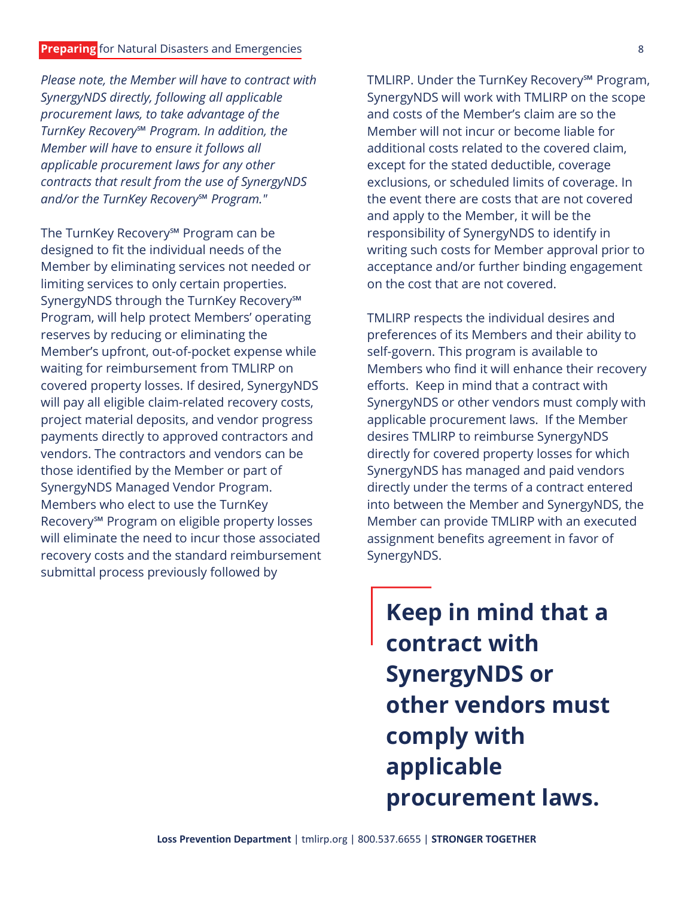*Please note, the Member will have to contract with SynergyNDS directly, following all applicable procurement laws, to take advantage of the TurnKey Recovery℠ Program. In addition, the Member will have to ensure it follows all applicable procurement laws for any other contracts that result from the use of SynergyNDS and/or the TurnKey Recovery℠ Program."*

The TurnKey Recovery℠ Program can be designed to fit the individual needs of the Member by eliminating services not needed or limiting services to only certain properties. SynergyNDS through the TurnKey Recovery℠ Program, will help protect Members' operating reserves by reducing or eliminating the Member's upfront, out-of-pocket expense while waiting for reimbursement from TMLIRP on covered property losses. If desired, SynergyNDS will pay all eligible claim-related recovery costs, project material deposits, and vendor progress payments directly to approved contractors and vendors. The contractors and vendors can be those identified by the Member or part of SynergyNDS Managed Vendor Program. Members who elect to use the TurnKey Recovery℠ Program on eligible property losses will eliminate the need to incur those associated recovery costs and the standard reimbursement submittal process previously followed by TMLIRP. Under the TurnKey Recovery℠ Program, SynergyNDS will work with TMLIRP on the scope and costs of the Member's claim are so the Member will not incur or become liable for additional costs related to the covered claim, except for the stated deductible, coverage exclusions, or scheduled limits of coverage. In the event there are costs that are not covered and apply to the Member, it will be the responsibility of SynergyNDS to identify in writing such costs for Member approval prior to acceptance and/or further binding engagement on the cost that are not covered.

TMLIRP respects the individual desires and preferences of its Members and their ability to self-govern. This program is available to Members who find it will enhance their recovery efforts. Keep in mind that a contract with SynergyNDS or other vendors must comply with applicable procurement laws. If the Member desires TMLIRP to reimburse SynergyNDS directly for covered property losses for which SynergyNDS has managed and paid vendors directly under the terms of a contract entered into between the Member and SynergyNDS, the Member can provide TMLIRP with an executed assignment benefits agreement in favor of SynergyNDS.

> **Keep in mind that a contract with SynergyNDS or other vendors must comply with applicable procurement laws.**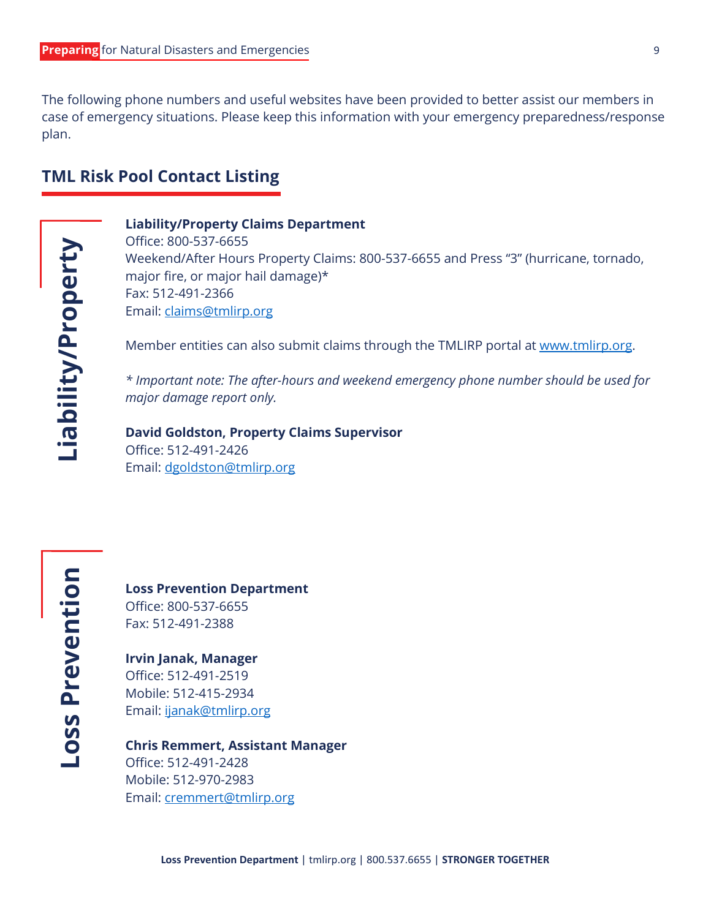The following phone numbers and useful websites have been provided to better assist our members in case of emergency situations. Please keep this information with your emergency preparedness/response plan.

## TML Risk Pool Contact Listing

### Liability/Property

**Liability/Property Claims Department**
Office: 800-537-6655
Weekend/After Hours Property Claims: 800-537-6655 and Press "3" (hurricane, tornado, major fire, or major hail damage)*
Fax: 512-491-2366
Email: claims@tmlirp.org

Member entities can also submit claims through the TMLIRP portal at www.tmlirp.org.

*\* Important note: The after-hours and weekend emergency phone number should be used for major damage report only.*

**David Goldston, Property Claims Supervisor**
Office: 512-491-2426
Email: dgoldston@tmlirp.org

### Loss Prevention

**Loss Prevention Department**
Office: 800-537-6655
Fax: 512-491-2388

**Irvin Janak, Manager**
Office: 512-491-2519
Mobile: 512-415-2934
Email: ijanak@tmlirp.org

**Chris Remmert, Assistant Manager**
Office: 512-491-2428
Mobile: 512-970-2983
Email: cremmert@tmlirp.org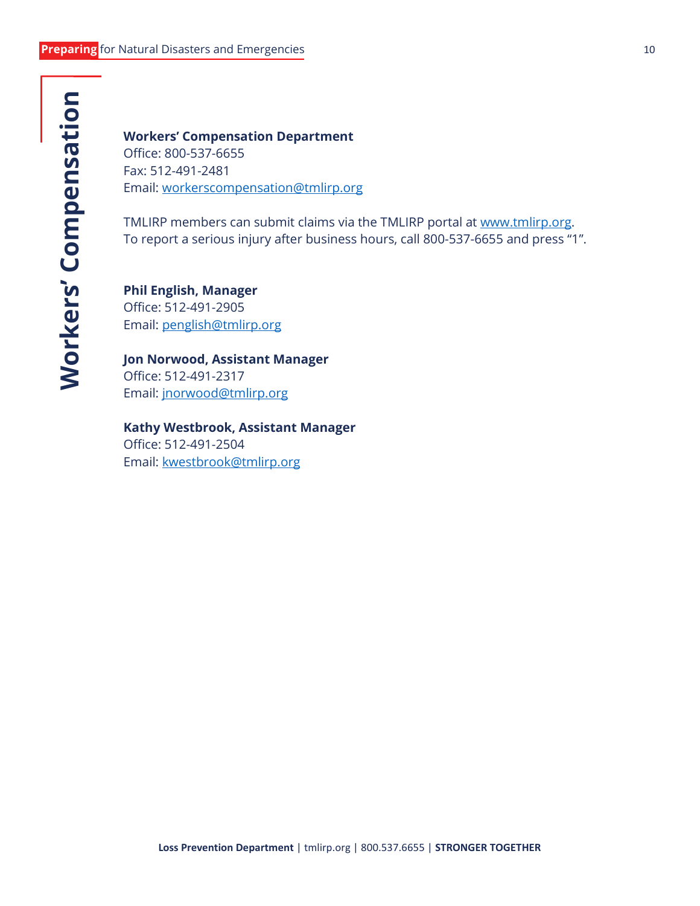# Workers' Compensation

**Workers' Compensation Department**
Office: 800-537-6655
Fax: 512-491-2481
Email: workerscompensation@tmlirp.org

TMLIRP members can submit claims via the TMLIRP portal at www.tmlirp.org.
To report a serious injury after business hours, call 800-537-6655 and press "1".

**Phil English, Manager**
Office: 512-491-2905
Email: penglish@tmlirp.org

**Jon Norwood, Assistant Manager**
Office: 512-491-2317
Email: jnorwood@tmlirp.org

**Kathy Westbrook, Assistant Manager**
Office: 512-491-2504
Email: kwestbrook@tmlirp.org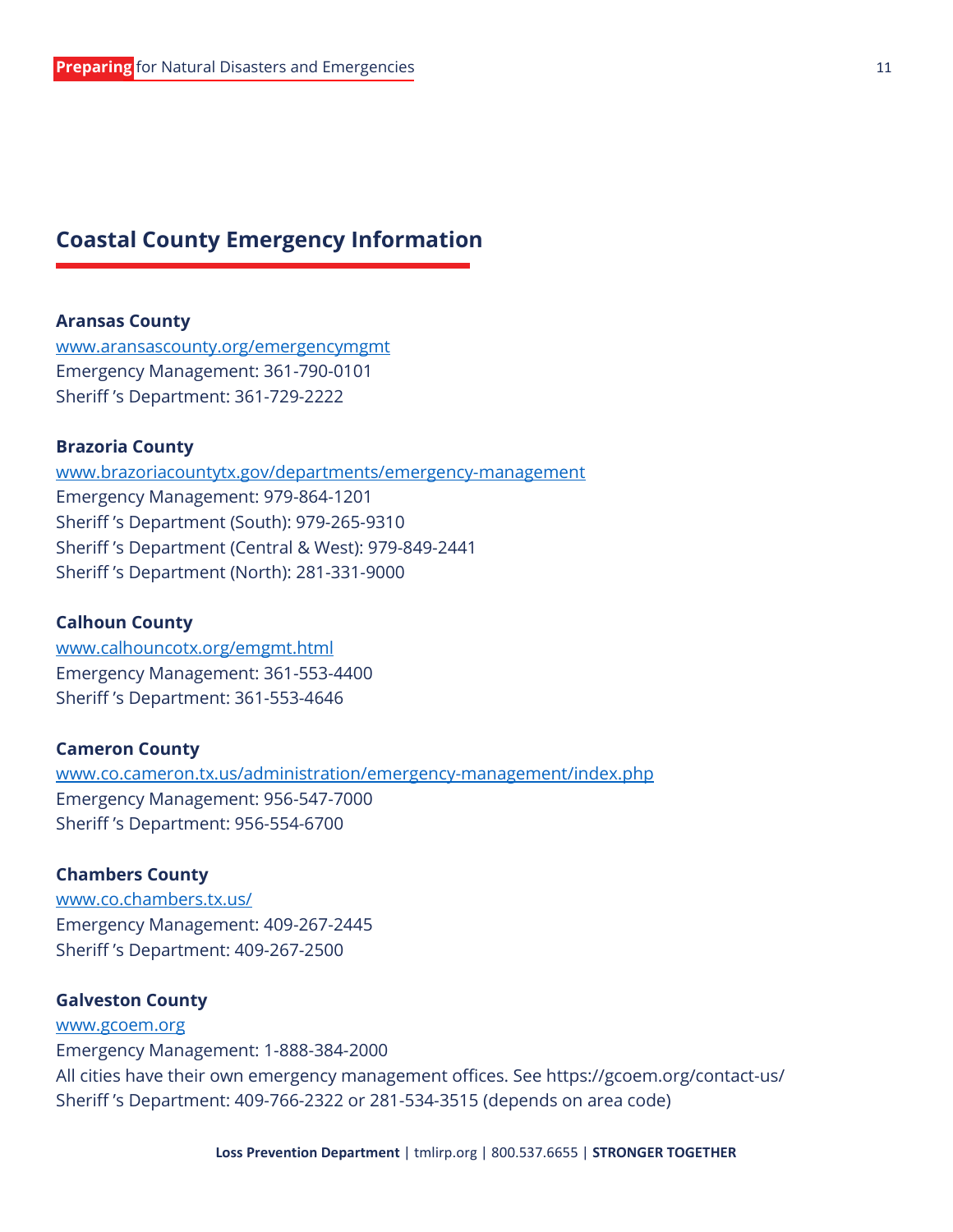## Coastal County Emergency Information

**Aransas County**
[www.aransascounty.org/emergencymgmt](www.aransascounty.org/emergencymgmt)
Emergency Management: 361-790-0101
Sheriff 's Department: 361-729-2222

**Brazoria County**
[www.brazoriacountytx.gov/departments/emergency-management](www.brazoriacountytx.gov/departments/emergency-management)
Emergency Management: 979-864-1201
Sheriff 's Department (South): 979-265-9310
Sheriff 's Department (Central & West): 979-849-2441
Sheriff 's Department (North): 281-331-9000

**Calhoun County**
[www.calhouncotx.org/emgmt.html](www.calhouncotx.org/emgmt.html)
Emergency Management: 361-553-4400
Sheriff 's Department: 361-553-4646

**Cameron County**
[www.co.cameron.tx.us/administration/emergency-management/index.php](www.co.cameron.tx.us/administration/emergency-management/index.php)
Emergency Management: 956-547-7000
Sheriff 's Department: 956-554-6700

**Chambers County**
[www.co.chambers.tx.us/](www.co.chambers.tx.us/)
Emergency Management: 409-267-2445
Sheriff 's Department: 409-267-2500

**Galveston County**
[www.gcoem.org](www.gcoem.org)
Emergency Management: 1-888-384-2000
All cities have their own emergency management offices. See https://gcoem.org/contact-us/
Sheriff 's Department: 409-766-2322 or 281-534-3515 (depends on area code)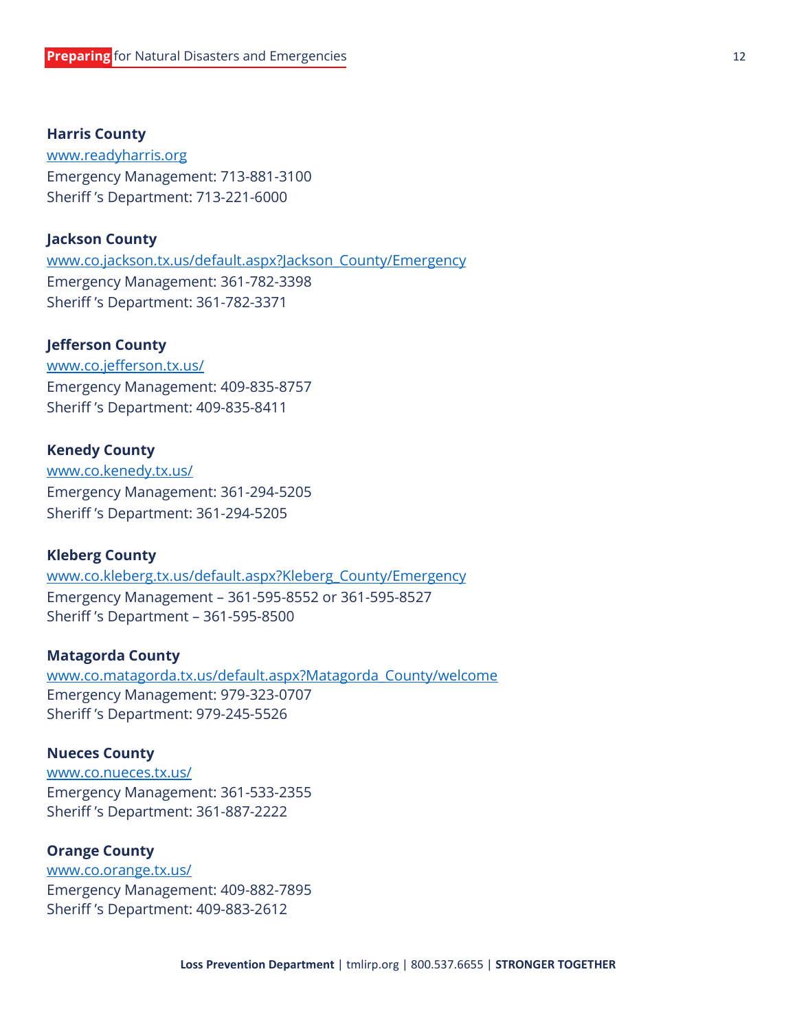**Harris County**
[www.readyharris.org](http://www.readyharris.org)
Emergency Management: 713-881-3100
Sheriff 's Department: 713-221-6000

**Jackson County**
[www.co.jackson.tx.us/default.aspx?Jackson_County/Emergency](http://www.co.jackson.tx.us/default.aspx?Jackson_County/Emergency)
Emergency Management: 361-782-3398
Sheriff 's Department: 361-782-3371

**Jefferson County**
[www.co.jefferson.tx.us/](http://www.co.jefferson.tx.us/)
Emergency Management: 409-835-8757
Sheriff 's Department: 409-835-8411

**Kenedy County**
[www.co.kenedy.tx.us/](http://www.co.kenedy.tx.us/)
Emergency Management: 361-294-5205
Sheriff 's Department: 361-294-5205

**Kleberg County**
[www.co.kleberg.tx.us/default.aspx?Kleberg_County/Emergency](http://www.co.kleberg.tx.us/default.aspx?Kleberg_County/Emergency)
Emergency Management – 361-595-8552 or 361-595-8527
Sheriff 's Department – 361-595-8500

**Matagorda County**
[www.co.matagorda.tx.us/default.aspx?Matagorda_County/welcome](http://www.co.matagorda.tx.us/default.aspx?Matagorda_County/welcome)
Emergency Management: 979-323-0707
Sheriff 's Department: 979-245-5526

**Nueces County**
[www.co.nueces.tx.us/](http://www.co.nueces.tx.us/)
Emergency Management: 361-533-2355
Sheriff 's Department: 361-887-2222

**Orange County**
[www.co.orange.tx.us/](http://www.co.orange.tx.us/)
Emergency Management: 409-882-7895
Sheriff 's Department: 409-883-2612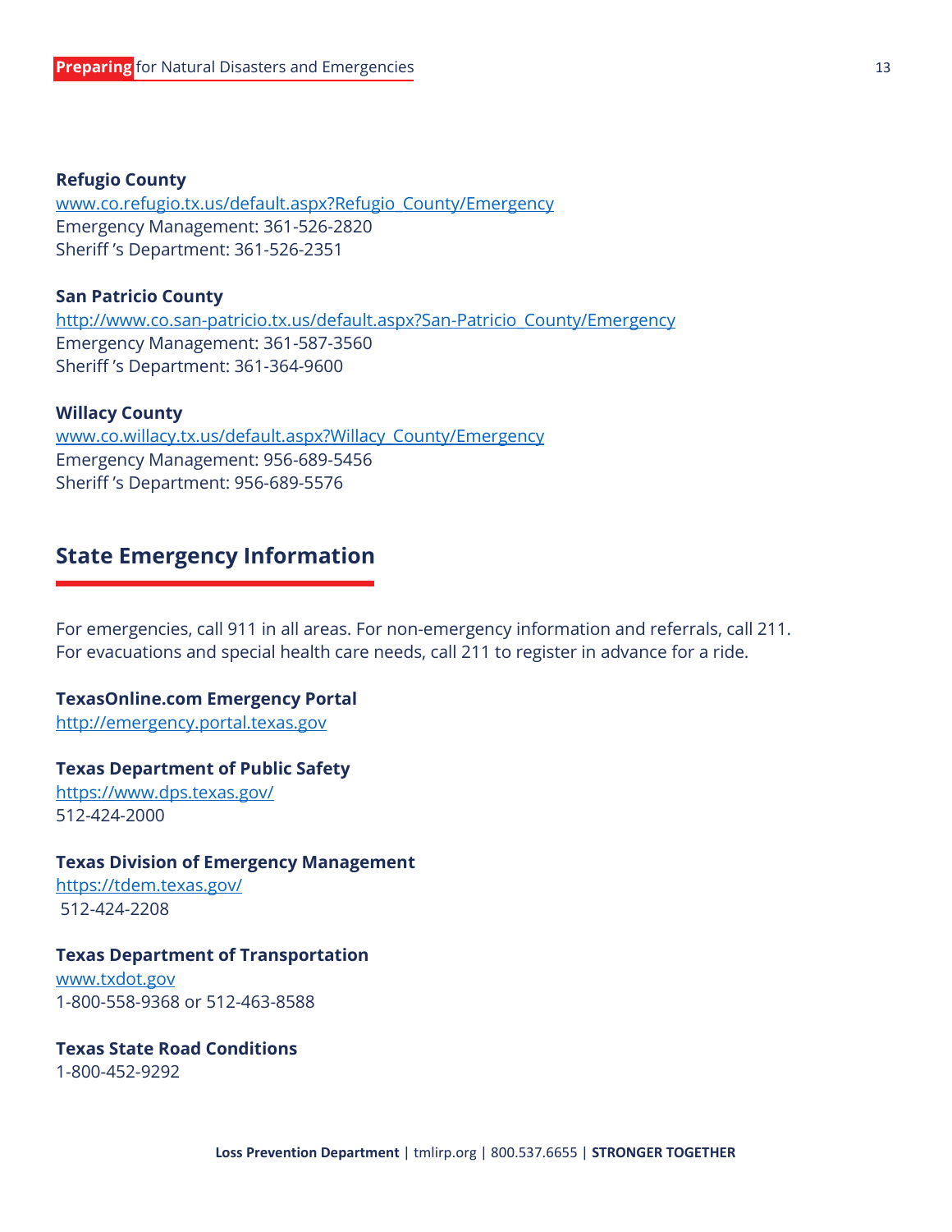**Refugio County**
www.co.refugio.tx.us/default.aspx?Refugio_County/Emergency
Emergency Management: 361-526-2820
Sheriff's Department: 361-526-2351

**San Patricio County**
http://www.co.san-patricio.tx.us/default.aspx?San-Patricio_County/Emergency
Emergency Management: 361-587-3560
Sheriff's Department: 361-364-9600

**Willacy County**
www.co.willacy.tx.us/default.aspx?Willacy_County/Emergency
Emergency Management: 956-689-5456
Sheriff's Department: 956-689-5576

## State Emergency Information

For emergencies, call 911 in all areas. For non-emergency information and referrals, call 211. For evacuations and special health care needs, call 211 to register in advance for a ride.

**TexasOnline.com Emergency Portal**
http://emergency.portal.texas.gov

**Texas Department of Public Safety**
https://www.dps.texas.gov/
512-424-2000

**Texas Division of Emergency Management**
https://tdem.texas.gov/
512-424-2208

**Texas Department of Transportation**
www.txdot.gov
1-800-558-9368 or 512-463-8588

**Texas State Road Conditions**
1-800-452-9292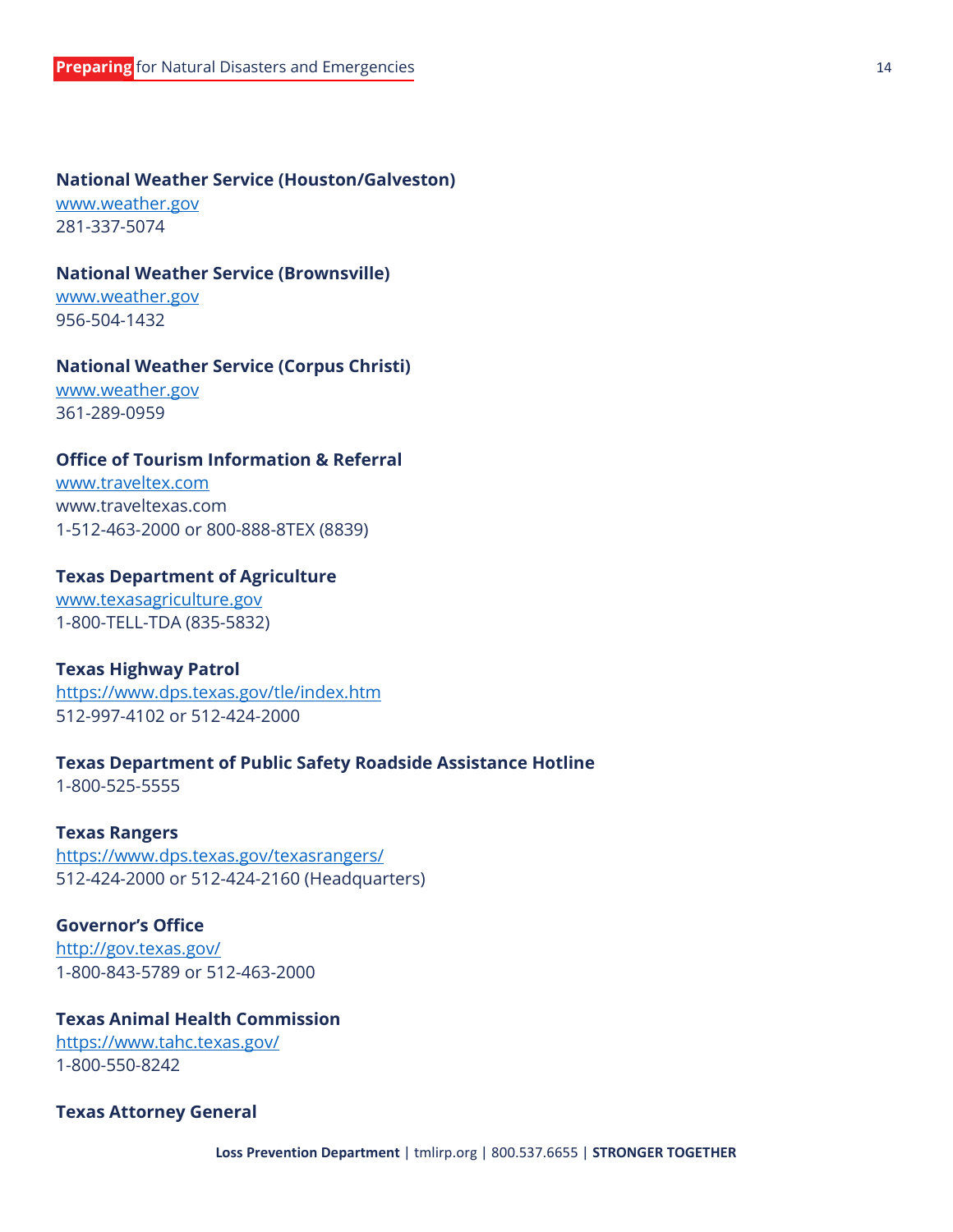**National Weather Service (Houston/Galveston)**
[www.weather.gov](www.weather.gov)
281-337-5074

**National Weather Service (Brownsville)**
[www.weather.gov](www.weather.gov)
956-504-1432

**National Weather Service (Corpus Christi)**
[www.weather.gov](www.weather.gov)
361-289-0959

**Office of Tourism Information & Referral**
[www.traveltex.com](www.traveltex.com)
www.traveltexas.com
1-512-463-2000 or 800-888-8TEX (8839)

**Texas Department of Agriculture**
[www.texasagriculture.gov](www.texasagriculture.gov)
1-800-TELL-TDA (835-5832)

**Texas Highway Patrol**
[https://www.dps.texas.gov/tle/index.htm](https://www.dps.texas.gov/tle/index.htm)
512-997-4102 or 512-424-2000

**Texas Department of Public Safety Roadside Assistance Hotline**
1-800-525-5555

**Texas Rangers**
[https://www.dps.texas.gov/texasrangers/](https://www.dps.texas.gov/texasrangers/)
512-424-2000 or 512-424-2160 (Headquarters)

**Governor's Office**
[http://gov.texas.gov/](http://gov.texas.gov/)
1-800-843-5789 or 512-463-2000

**Texas Animal Health Commission**
[https://www.tahc.texas.gov/](https://www.tahc.texas.gov/)
1-800-550-8242

**Texas Attorney General**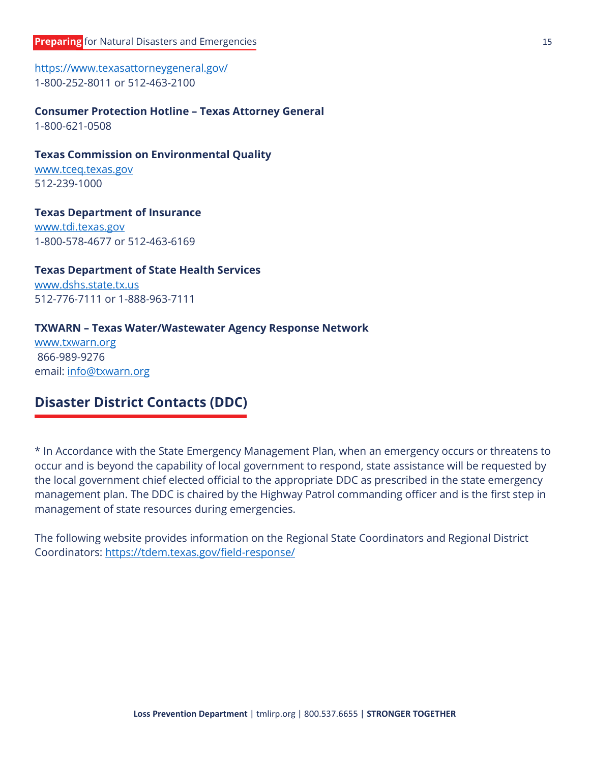https://www.texasattorneygeneral.gov/
1-800-252-8011 or 512-463-2100

**Consumer Protection Hotline – Texas Attorney General**
1-800-621-0508

**Texas Commission on Environmental Quality**
www.tceq.texas.gov
512-239-1000

**Texas Department of Insurance**
www.tdi.texas.gov
1-800-578-4677 or 512-463-6169

**Texas Department of State Health Services**
www.dshs.state.tx.us
512-776-7111 or 1-888-963-7111

**TXWARN – Texas Water/Wastewater Agency Response Network**
www.txwarn.org
866-989-9276
email: info@txwarn.org

## Disaster District Contacts (DDC)

* In Accordance with the State Emergency Management Plan, when an emergency occurs or threatens to occur and is beyond the capability of local government to respond, state assistance will be requested by the local government chief elected official to the appropriate DDC as prescribed in the state emergency management plan. The DDC is chaired by the Highway Patrol commanding officer and is the first step in management of state resources during emergencies.

The following website provides information on the Regional State Coordinators and Regional District Coordinators: https://tdem.texas.gov/field-response/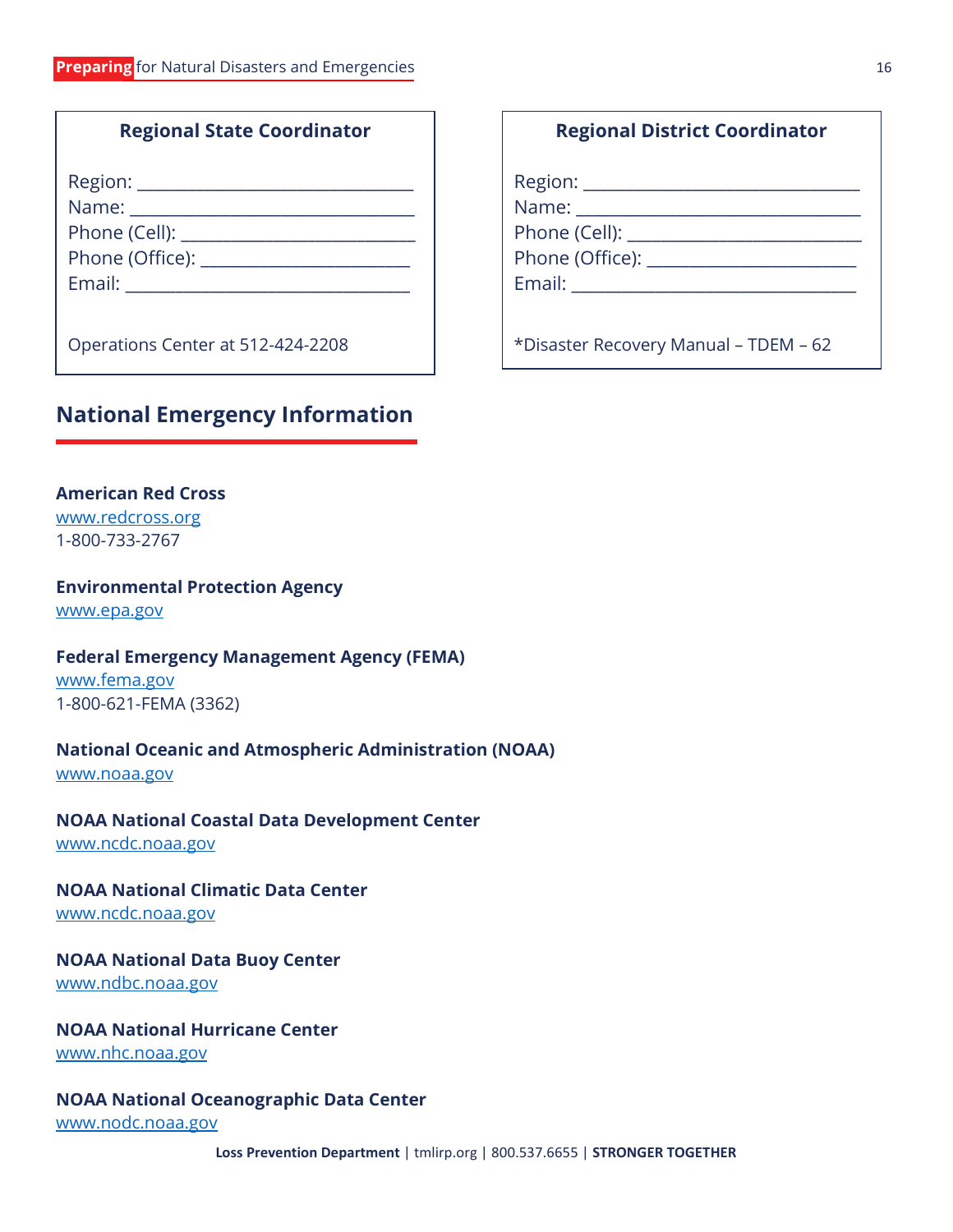### Regional State Coordinator

Region: ______________________________
Name: _______________________________
Phone (Cell): ________________________
Phone (Office): ______________________
Email: _______________________________

Operations Center at 512-424-2208

### Regional District Coordinator

Region: ______________________________
Name: _______________________________
Phone (Cell): ________________________
Phone (Office): ______________________
Email: _______________________________

*Disaster Recovery Manual – TDEM – 62

## National Emergency Information

**American Red Cross**
www.redcross.org
1-800-733-2767

**Environmental Protection Agency**
www.epa.gov

**Federal Emergency Management Agency (FEMA)**
www.fema.gov
1-800-621-FEMA (3362)

**National Oceanic and Atmospheric Administration (NOAA)**
www.noaa.gov

**NOAA National Coastal Data Development Center**
www.ncdc.noaa.gov

**NOAA National Climatic Data Center**
www.ncdc.noaa.gov

**NOAA National Data Buoy Center**
www.ndbc.noaa.gov

**NOAA National Hurricane Center**
www.nhc.noaa.gov

**NOAA National Oceanographic Data Center**
www.nodc.noaa.gov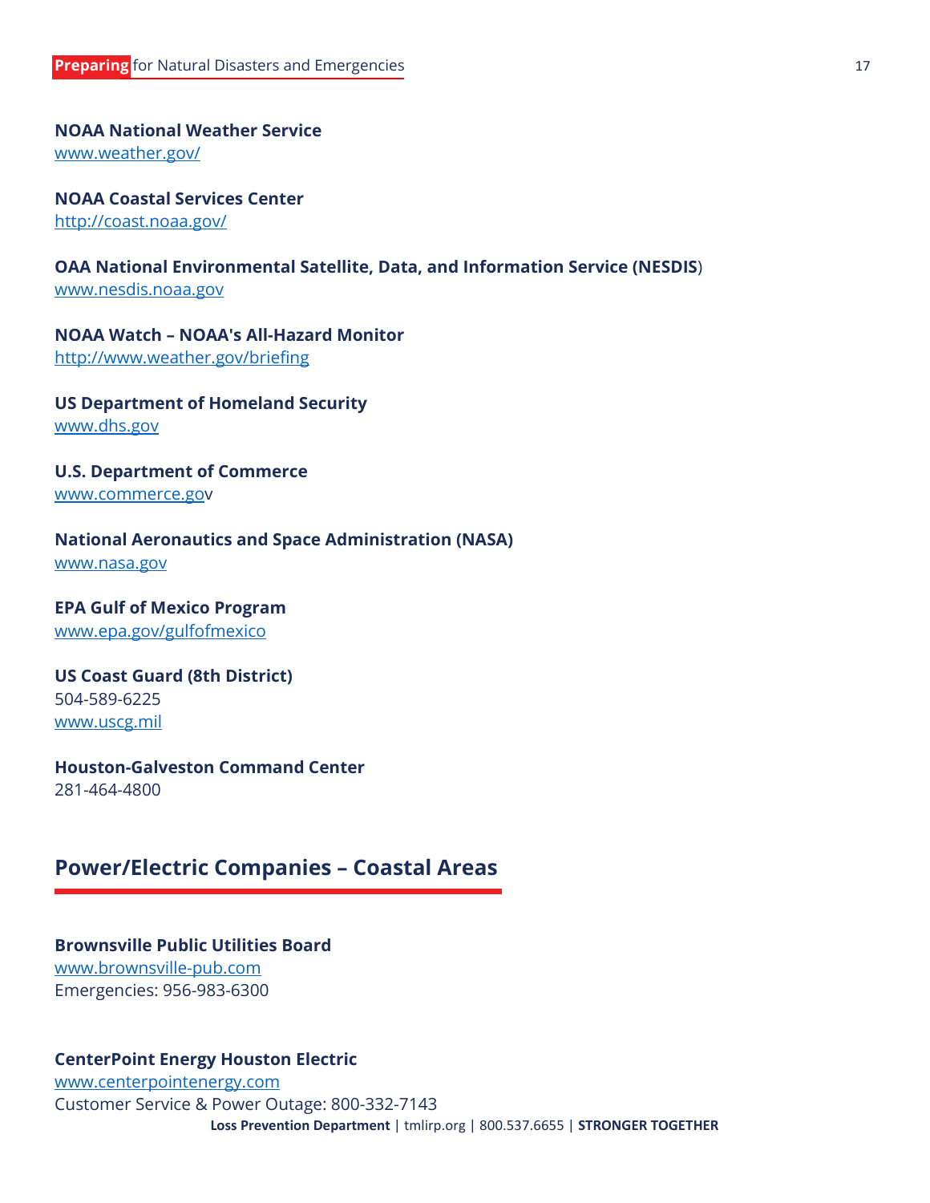**NOAA National Weather Service**
[www.weather.gov/](http://www.weather.gov/)

**NOAA Coastal Services Center**
[http://coast.noaa.gov/](http://coast.noaa.gov/)

**OAA National Environmental Satellite, Data, and Information Service (NESDIS**)
[www.nesdis.noaa.gov](http://www.nesdis.noaa.gov)

**NOAA Watch – NOAA's All-Hazard Monitor**
[http://www.weather.gov/briefing](http://www.weather.gov/briefing)

**US Department of Homeland Security**
[www.dhs.gov](http://www.dhs.gov)

**U.S. Department of Commerce**
[www.commerce.go](http://www.commerce.gov)v

**National Aeronautics and Space Administration (NASA)**
[www.nasa.gov](http://www.nasa.gov)

**EPA Gulf of Mexico Program**
[www.epa.gov/gulfofmexico](http://www.epa.gov/gulfofmexico)

**US Coast Guard (8th District)**
504-589-6225
[www.uscg.mil](http://www.uscg.mil)

**Houston-Galveston Command Center**
281-464-4800

## Power/Electric Companies – Coastal Areas

**Brownsville Public Utilities Board**
[www.brownsville-pub.com](http://www.brownsville-pub.com)
Emergencies: 956-983-6300

**CenterPoint Energy Houston Electric**
[www.centerpointenergy.com](http://www.centerpointenergy.com)
Customer Service & Power Outage: 800-332-7143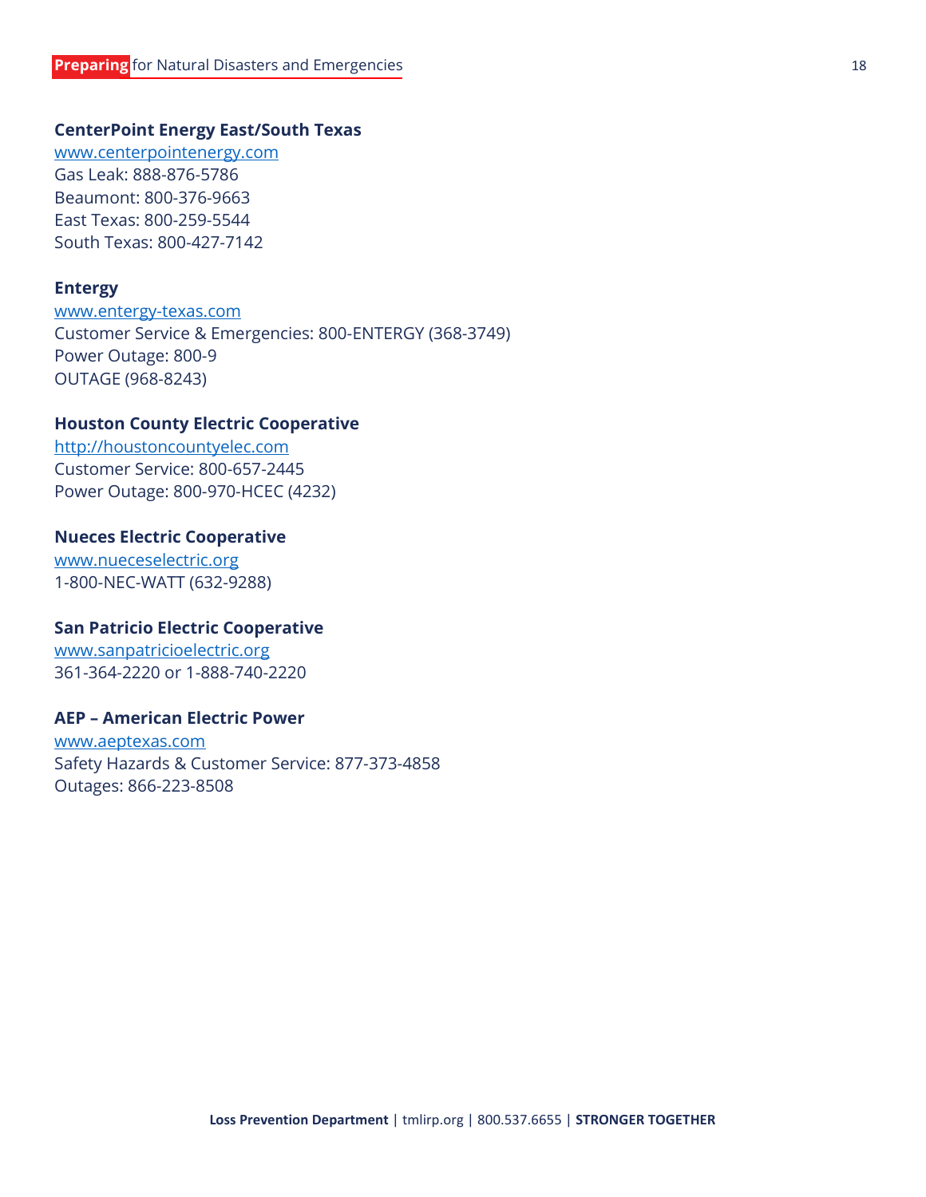**CenterPoint Energy East/South Texas**
[www.centerpointenergy.com](http://www.centerpointenergy.com)
Gas Leak: 888-876-5786
Beaumont: 800-376-9663
East Texas: 800-259-5544
South Texas: 800-427-7142

**Entergy**
[www.entergy-texas.com](http://www.entergy-texas.com)
Customer Service & Emergencies: 800-ENTERGY (368-3749)
Power Outage: 800-9
OUTAGE (968-8243)

**Houston County Electric Cooperative**
[http://houstoncountyelec.com](http://houstoncountyelec.com)
Customer Service: 800-657-2445
Power Outage: 800-970-HCEC (4232)

**Nueces Electric Cooperative**
[www.nueceselectric.org](http://www.nueceselectric.org)
1-800-NEC-WATT (632-9288)

**San Patricio Electric Cooperative**
[www.sanpatricioelectric.org](http://www.sanpatricioelectric.org)
361-364-2220 or 1-888-740-2220

**AEP – American Electric Power**
[www.aeptexas.com](http://www.aeptexas.com)
Safety Hazards & Customer Service: 877-373-4858
Outages: 866-223-8508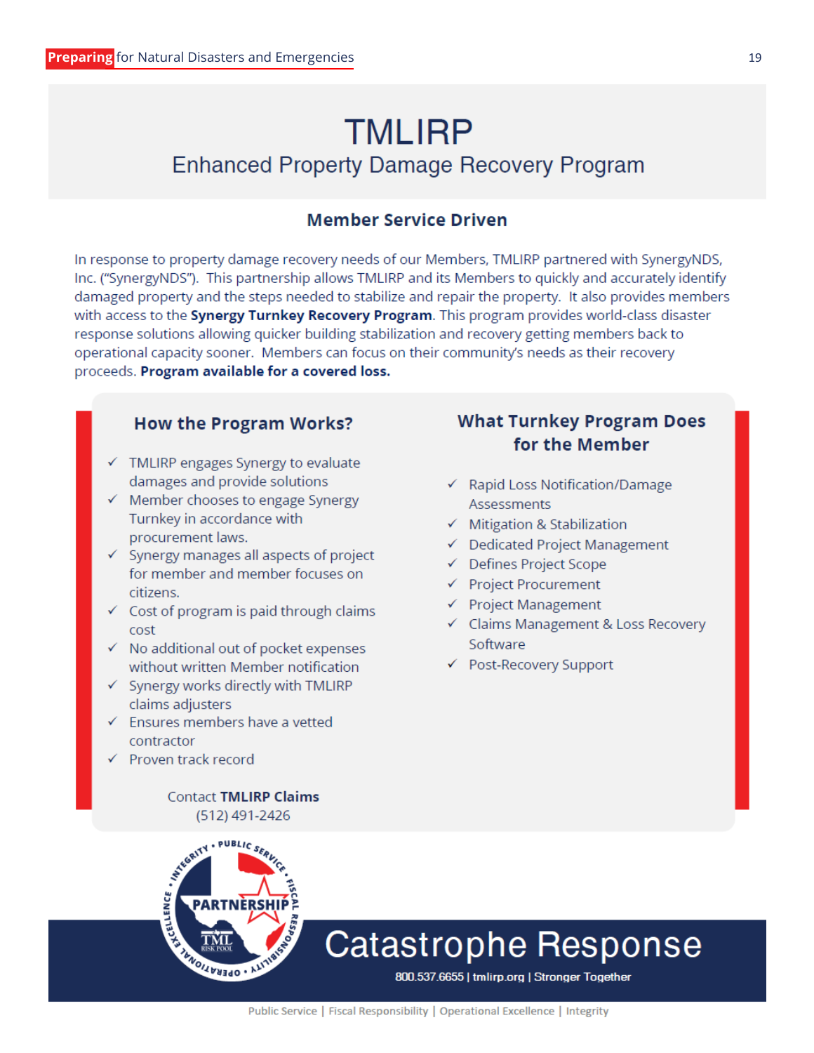# TMLIRP

## Enhanced Property Damage Recovery Program

### Member Service Driven

In response to property damage recovery needs of our Members, TMLIRP partnered with SynergyNDS, Inc. ("SynergyNDS"). This partnership allows TMLIRP and its Members to quickly and accurately identify damaged property and the steps needed to stabilize and repair the property. It also provides members with access to the **Synergy Turnkey Recovery Program**. This program provides world-class disaster response solutions allowing quicker building stabilization and recovery getting members back to operational capacity sooner. Members can focus on their community's needs as their recovery proceeds. **Program available for a covered loss.**

### How the Program Works?

- ✓ TMLIRP engages Synergy to evaluate damages and provide solutions
- ✓ Member chooses to engage Synergy Turnkey in accordance with procurement laws.
- ✓ Synergy manages all aspects of project for member and member focuses on citizens.
- ✓ Cost of program is paid through claims cost
- ✓ No additional out of pocket expenses without written Member notification
- ✓ Synergy works directly with TMLIRP claims adjusters
- ✓ Ensures members have a vetted contractor
- ✓ Proven track record

Contact **TMLIRP Claims**
(512) 491-2426

### What Turnkey Program Does for the Member

- ✓ Rapid Loss Notification/Damage Assessments
- ✓ Mitigation & Stabilization
- ✓ Dedicated Project Management
- ✓ Defines Project Scope
- ✓ Project Procurement
- ✓ Project Management
- ✓ Claims Management & Loss Recovery Software
- ✓ Post-Recovery Support

Integrity • Public Service • Fiscal Responsibility • Operational Excellence

PARTNERSHIP

TML Risk Pool

## Catastrophe Response

800.537.6655 | tmlirp.org | Stronger Together

Public Service | Fiscal Responsibility | Operational Excellence | Integrity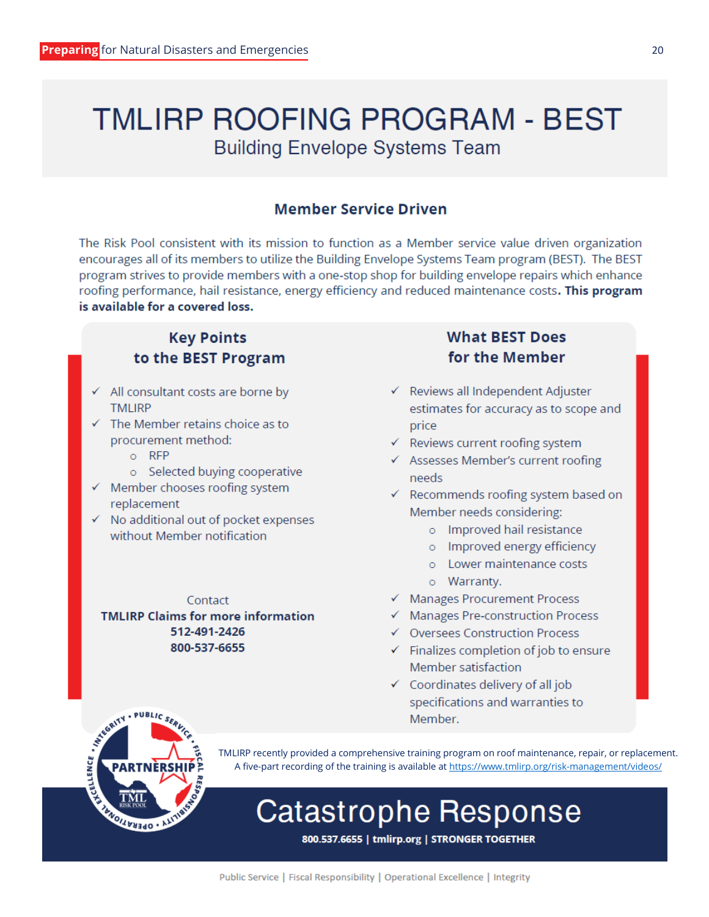# TMLIRP ROOFING PROGRAM - BEST

## Building Envelope Systems Team

### Member Service Driven

The Risk Pool consistent with its mission to function as a Member service value driven organization encourages all of its members to utilize the Building Envelope Systems Team program (BEST). The BEST program strives to provide members with a one-stop shop for building envelope repairs which enhance roofing performance, hail resistance, energy efficiency and reduced maintenance costs. **This program is available for a covered loss.**

### Key Points to the BEST Program

- ✓ All consultant costs are borne by TMLIRP
- ✓ The Member retains choice as to procurement method:
  - RFP
  - Selected buying cooperative
- ✓ Member chooses roofing system replacement
- ✓ No additional out of pocket expenses without Member notification

Contact
**TMLIRP Claims for more information**
**512-491-2426**
**800-537-6655**

### What BEST Does for the Member

- ✓ Reviews all Independent Adjuster estimates for accuracy as to scope and price
- ✓ Reviews current roofing system
- ✓ Assesses Member's current roofing needs
- ✓ Recommends roofing system based on Member needs considering:
  - Improved hail resistance
  - Improved energy efficiency
  - Lower maintenance costs
  - Warranty.
- ✓ Manages Procurement Process
- ✓ Manages Pre-construction Process
- ✓ Oversees Construction Process
- ✓ Finalizes completion of job to ensure Member satisfaction
- ✓ Coordinates delivery of all job specifications and warranties to Member.

TMLIRP recently provided a comprehensive training program on roof maintenance, repair, or replacement. A five-part recording of the training is available at https://www.tmlirp.org/risk-management/videos/

## Catastrophe Response

**800.537.6655 | tmlirp.org | STRONGER TOGETHER**